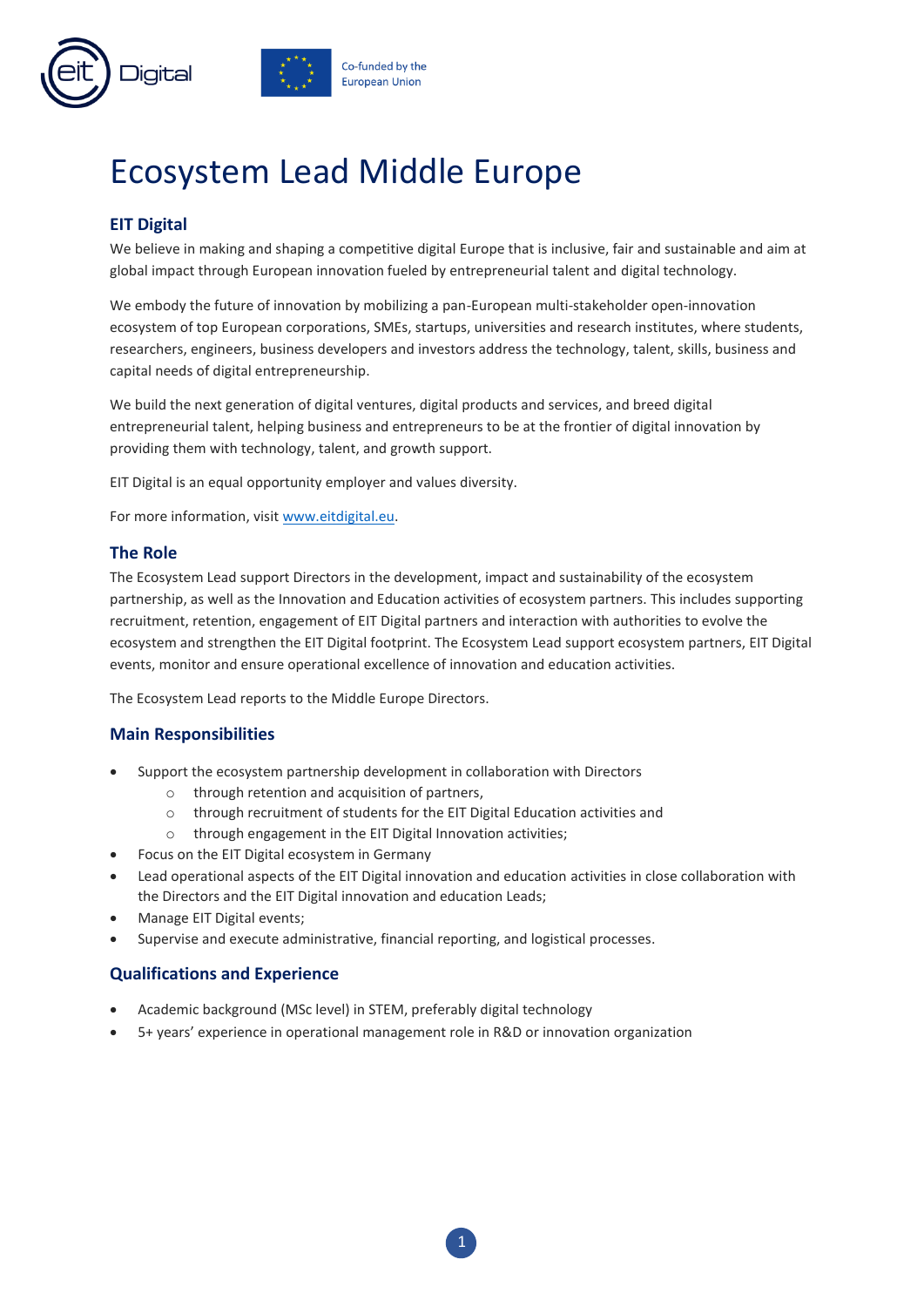Co-funded by the European Union

# Ecosystem Lead Middle Europe

## EIT Digital

We believe in making and shaping a competitive digital Europe that is inclusive, fair and sustainable and aim at global impact through European innovation fueled by entrepreneurial talent and digital technology.

We embody the future of innovation by mobilizing a pan-European multi-stakeholder open-innovation ecosystem of top European corporations, SMEs, startups, universities and research institutes, where students, researchers, engineers, business developers and investors address the technology, talent, skills, business and capital needs of digital entrepreneurship.

We build the next generation of digital ventures, digital products and services, and breed digital entrepreneurial talent, helping business and entrepreneurs to be at the frontier of digital innovation by providing them with technology, talent, and growth support.

EIT Digital is an equal opportunity employer and values diversity.

For more information, visit www.eitdigital.eu.

## The Role

The Ecosystem Lead support Directors in the development, impact and sustainability of the ecosystem partnership, as well as the Innovation and Education activities of ecosystem partners. This includes supporting recruitment, retention, engagement of EIT Digital partners and interaction with authorities to evolve the ecosystem and strengthen the EIT Digital footprint. The Ecosystem Lead support ecosystem partners, EIT Digital events, monitor and ensure operational excellence of innovation and education activities.

The Ecosystem Lead reports to the Middle Europe Directors.

## Main Responsibilities

- Support the ecosystem partnership development in collaboration with Directors
    - through retention and acquisition of partners,
    - through recruitment of students for the EIT Digital Education activities and
    - through engagement in the EIT Digital Innovation activities;
- Focus on the EIT Digital ecosystem in Germany
- Lead operational aspects of the EIT Digital innovation and education activities in close collaboration with the Directors and the EIT Digital innovation and education Leads;
- Manage EIT Digital events;
- Supervise and execute administrative, financial reporting, and logistical processes.

## Qualifications and Experience

- Academic background (MSc level) in STEM, preferably digital technology
- 5+ years' experience in operational management role in R&D or innovation organization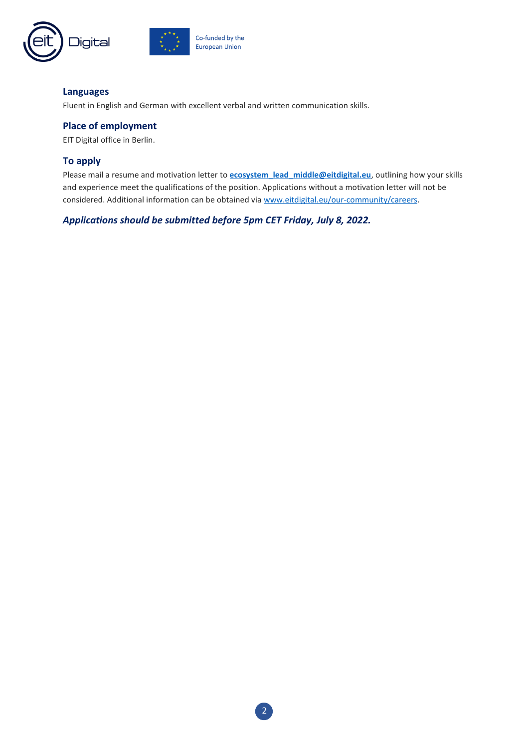### Languages

Fluent in English and German with excellent verbal and written communication skills.

### Place of employment

EIT Digital office in Berlin.

### To apply

Please mail a resume and motivation letter to **ecosystem_lead_middle@eitdigital.eu**, outlining how your skills and experience meet the qualifications of the position. Applications without a motivation letter will not be considered. Additional information can be obtained via www.eitdigital.eu/our-community/careers.

***Applications should be submitted before 5pm CET Friday, July 8, 2022.***